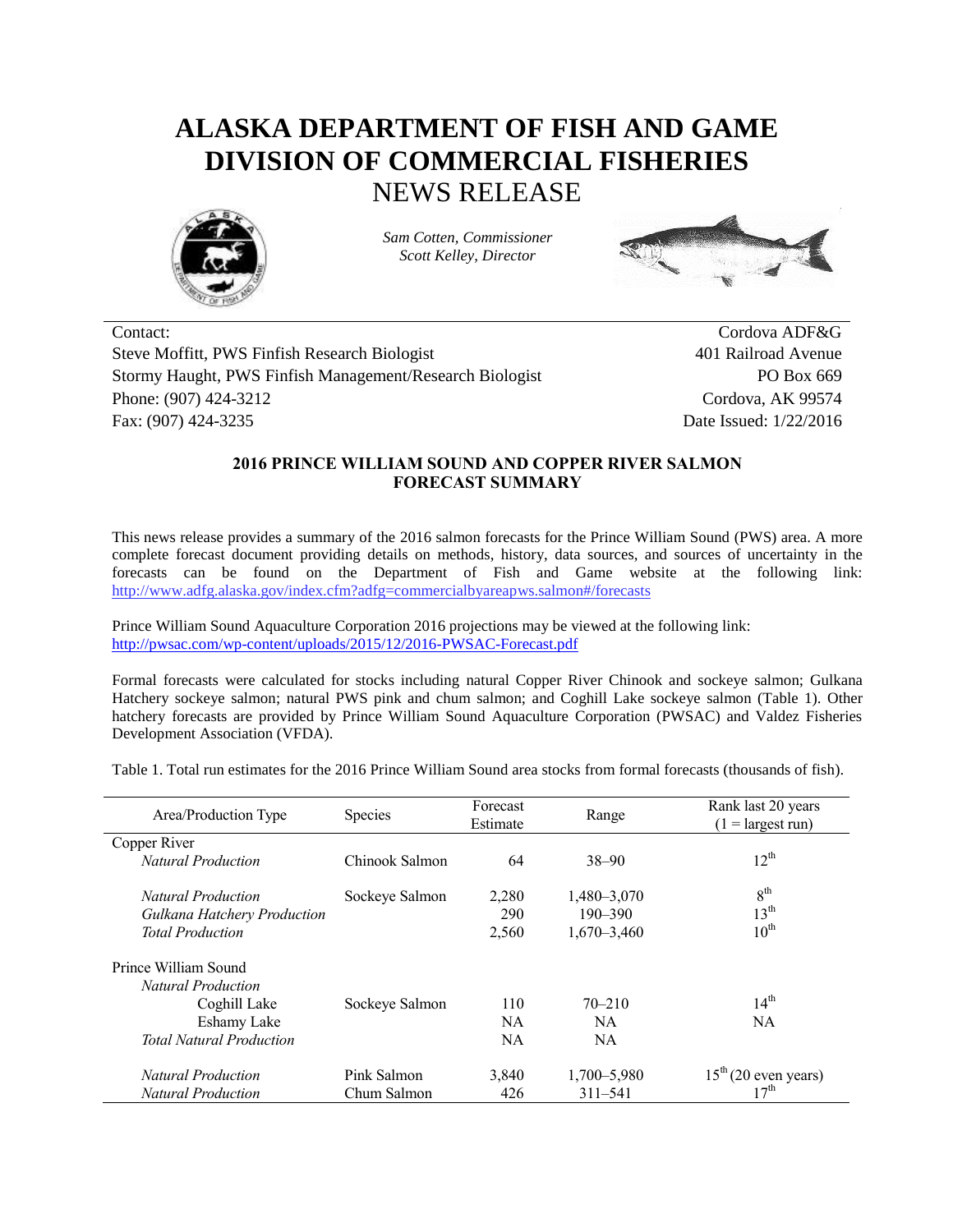# ALASKA DEPARTMENT OF FISH AND GAME
# DIVISION OF COMMERCIAL FISHERIES
## NEWS RELEASE

*Sam Cotten, Commissioner*
*Scott Kelley, Director*

Contact:
Steve Moffitt, PWS Finfish Research Biologist
Stormy Haught, PWS Finfish Management/Research Biologist
Phone: (907) 424-3212
Fax: (907) 424-3235

Cordova ADF&G
401 Railroad Avenue
PO Box 669
Cordova, AK 99574
Date Issued: 1/22/2016

### 2016 PRINCE WILLIAM SOUND AND COPPER RIVER SALMON FORECAST SUMMARY

This news release provides a summary of the 2016 salmon forecasts for the Prince William Sound (PWS) area. A more complete forecast document providing details on methods, history, data sources, and sources of uncertainty in the forecasts can be found on the Department of Fish and Game website at the following link: http://www.adfg.alaska.gov/index.cfm?adfg=commercialbyareapws.salmon#/forecasts

Prince William Sound Aquaculture Corporation 2016 projections may be viewed at the following link: http://pwsac.com/wp-content/uploads/2015/12/2016-PWSAC-Forecast.pdf

Formal forecasts were calculated for stocks including natural Copper River Chinook and sockeye salmon; Gulkana Hatchery sockeye salmon; natural PWS pink and chum salmon; and Coghill Lake sockeye salmon (Table 1). Other hatchery forecasts are provided by Prince William Sound Aquaculture Corporation (PWSAC) and Valdez Fisheries Development Association (VFDA).

Table 1. Total run estimates for the 2016 Prince William Sound area stocks from formal forecasts (thousands of fish).

| Area/Production Type | Species | Forecast Estimate | Range | Rank last 20 years (1 = largest run) |
|---|---|---|---|---|
| Copper River | | | | |
| *Natural Production* | Chinook Salmon | 64 | 38–90 | 12th |
| *Natural Production* | Sockeye Salmon | 2,280 | 1,480–3,070 | 8th |
| *Gulkana Hatchery Production* | | 290 | 190–390 | 13th |
| *Total Production* | | 2,560 | 1,670–3,460 | 10th |
| Prince William Sound | | | | |
| *Natural Production* | | | | |
| Coghill Lake | Sockeye Salmon | 110 | 70–210 | 14th |
| Eshamy Lake | | NA | NA | NA |
| *Total Natural Production* | | NA | NA | |
| *Natural Production* | Pink Salmon | 3,840 | 1,700–5,980 | 15th (20 even years) |
| *Natural Production* | Chum Salmon | 426 | 311–541 | 17th |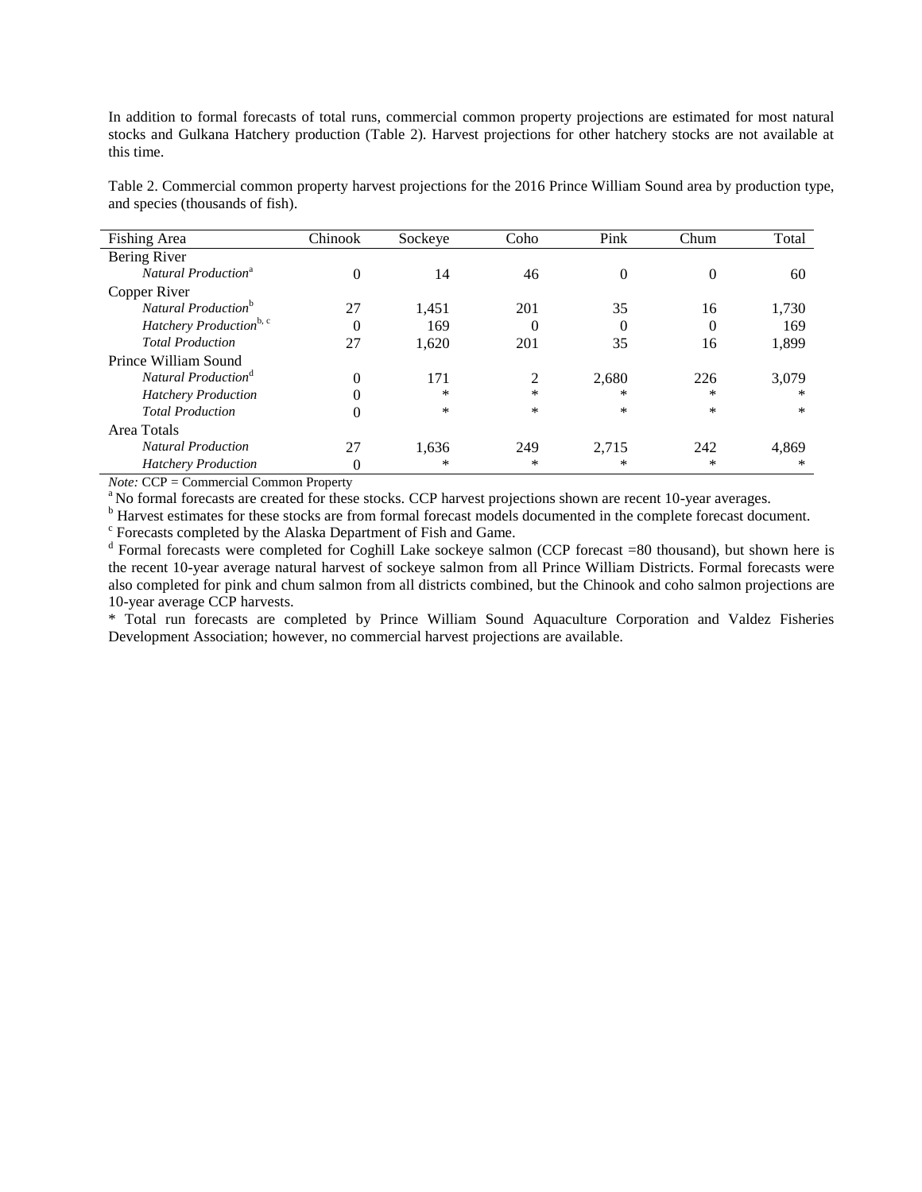In addition to formal forecasts of total runs, commercial common property projections are estimated for most natural stocks and Gulkana Hatchery production (Table 2). Harvest projections for other hatchery stocks are not available at this time.

Table 2. Commercial common property harvest projections for the 2016 Prince William Sound area by production type, and species (thousands of fish).

| Fishing Area | Chinook | Sockeye | Coho | Pink | Chum | Total |
|---|---|---|---|---|---|---|
| Bering River | | | | | | |
| *Natural Production*[a] | 0 | 14 | 46 | 0 | 0 | 60 |
| Copper River | | | | | | |
| *Natural Production*[b] | 27 | 1,451 | 201 | 35 | 16 | 1,730 |
| *Hatchery Production*[b, c] | 0 | 169 | 0 | 0 | 0 | 169 |
| *Total Production* | 27 | 1,620 | 201 | 35 | 16 | 1,899 |
| Prince William Sound | | | | | | |
| *Natural Production*[d] | 0 | 171 | 2 | 2,680 | 226 | 3,079 |
| *Hatchery Production* | 0 | * | * | * | * | * |
| *Total Production* | 0 | * | * | * | * | * |
| Area Totals | | | | | | |
| *Natural Production* | 27 | 1,636 | 249 | 2,715 | 242 | 4,869 |
| *Hatchery Production* | 0 | * | * | * | * | * |

*Note:* CCP = Commercial Common Property

[a] No formal forecasts are created for these stocks. CCP harvest projections shown are recent 10-year averages.

[b] Harvest estimates for these stocks are from formal forecast models documented in the complete forecast document.

[c] Forecasts completed by the Alaska Department of Fish and Game.

[d] Formal forecasts were completed for Coghill Lake sockeye salmon (CCP forecast =80 thousand), but shown here is the recent 10-year average natural harvest of sockeye salmon from all Prince William Districts. Formal forecasts were also completed for pink and chum salmon from all districts combined, but the Chinook and coho salmon projections are 10-year average CCP harvests.

* Total run forecasts are completed by Prince William Sound Aquaculture Corporation and Valdez Fisheries Development Association; however, no commercial harvest projections are available.